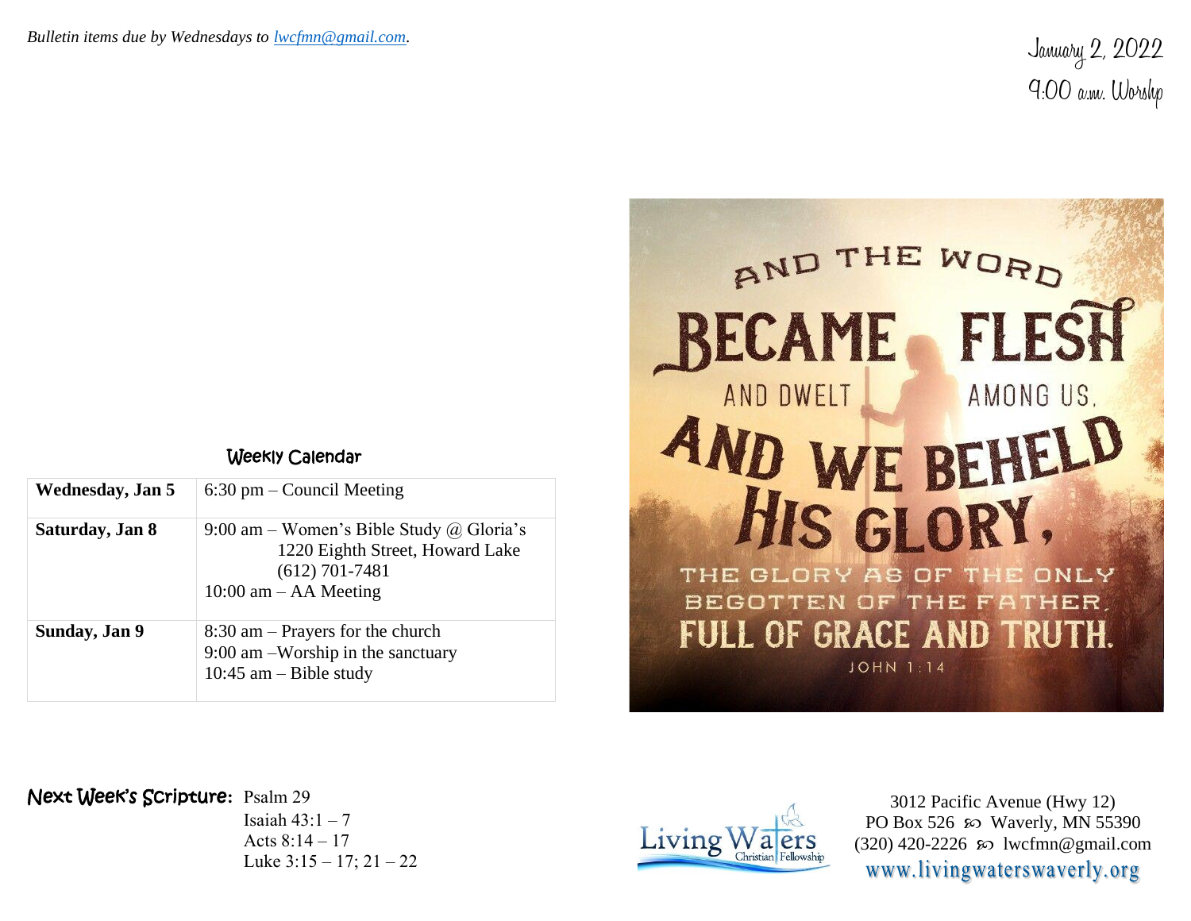*Bulletin items due by Wednesdays to lwcfmn@gmail.com.*

January 2, 2022
9:00 a.m. Worship

AND THE WORD BECAME FLESH AND DWELT AMONG US, AND WE BEHELD HIS GLORY, THE GLORY AS OF THE ONLY BEGOTTEN OF THE FATHER, FULL OF GRACE AND TRUTH.
JOHN 1:14

### Weekly Calendar

| | |
|---|---|
| **Wednesday, Jan 5** | 6:30 pm – Council Meeting |
| **Saturday, Jan 8** | 9:00 am – Women's Bible Study @ Gloria's<br>1220 Eighth Street, Howard Lake<br>(612) 701-7481<br>10:00 am – AA Meeting |
| **Sunday, Jan 9** | 8:30 am – Prayers for the church<br>9:00 am –Worship in the sanctuary<br>10:45 am – Bible study |

**Next Week's Scripture:** Psalm 29
Isaiah 43:1 – 7
Acts 8:14 – 17
Luke 3:15 – 17; 21 – 22

Living Waters Christian Fellowship

3012 Pacific Avenue (Hwy 12)
PO Box 526 ꕥ Waverly, MN 55390
(320) 420-2226 ꕥ lwcfmn@gmail.com
www.livingwaterswaverly.org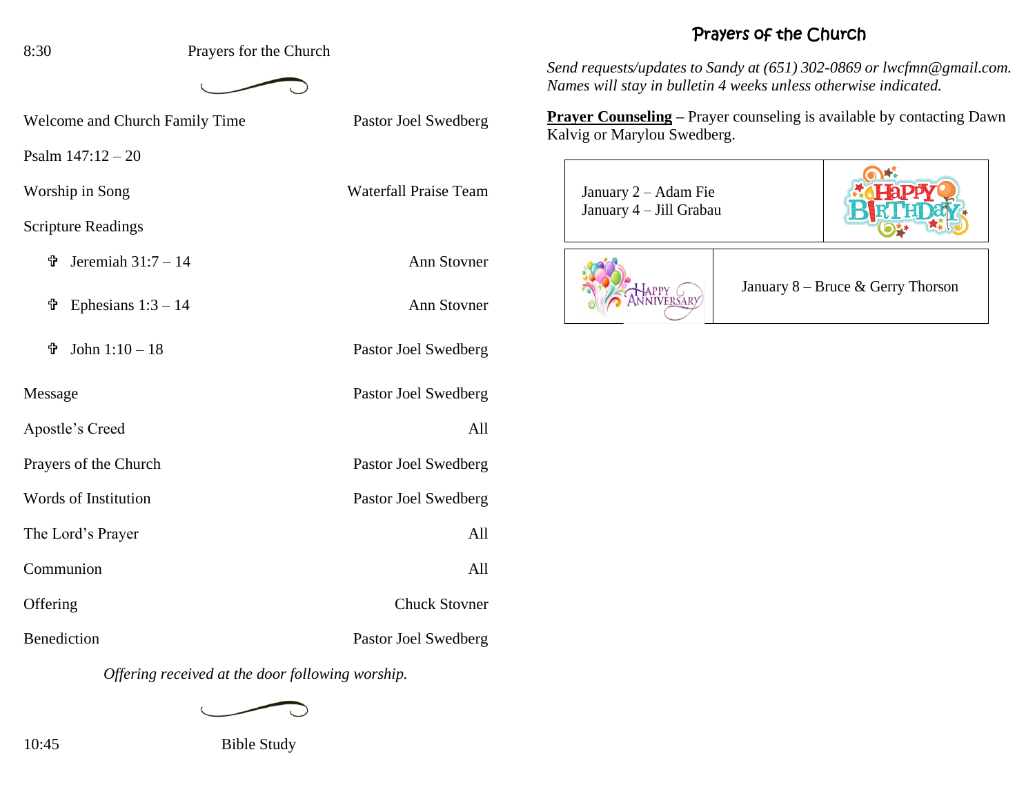8:30 Prayers for the Church

| | |
|---|---|
| Welcome and Church Family Time | Pastor Joel Swedberg |
| Psalm 147:12 – 20 | |
| Worship in Song | Waterfall Praise Team |
| Scripture Readings | |
| ✞ Jeremiah 31:7 – 14 | Ann Stovner |
| ✞ Ephesians 1:3 – 14 | Ann Stovner |
| ✞ John 1:10 – 18 | Pastor Joel Swedberg |
| Message | Pastor Joel Swedberg |
| Apostle's Creed | All |
| Prayers of the Church | Pastor Joel Swedberg |
| Words of Institution | Pastor Joel Swedberg |
| The Lord's Prayer | All |
| Communion | All |
| Offering | Chuck Stovner |
| Benediction | Pastor Joel Swedberg |

*Offering received at the door following worship.*

10:45 Bible Study

## Prayers of the Church

*Send requests/updates to Sandy at (651) 302-0869 or lwcfmn@gmail.com. Names will stay in bulletin 4 weeks unless otherwise indicated.*

**Prayer Counseling** – Prayer counseling is available by contacting Dawn Kalvig or Marylou Swedberg.

January 2 – Adam Fie
January 4 – Jill Grabau

HAPPY BIRTHDAY

HAPPY ANNIVERSARY

January 8 – Bruce & Gerry Thorson